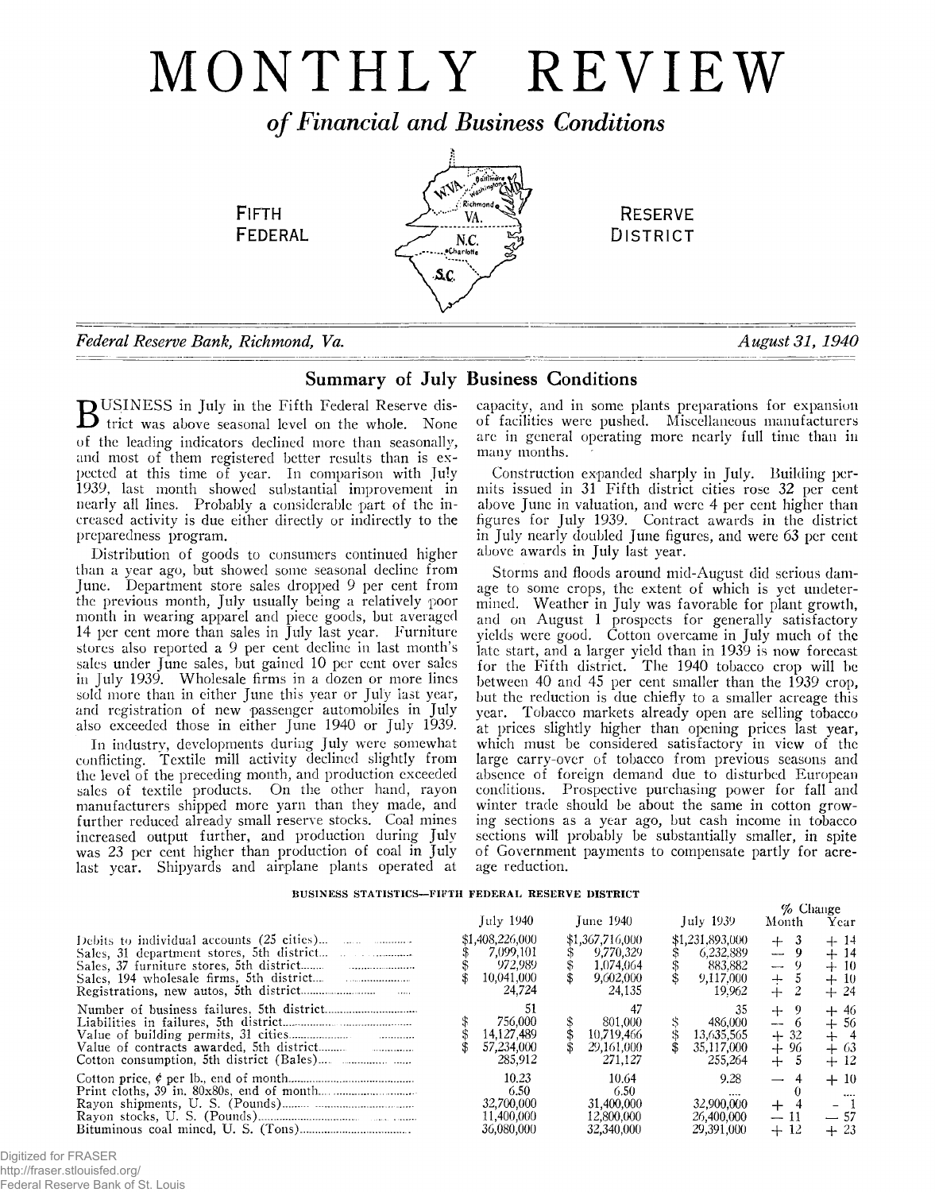# MONTHLY REVIEW

## *of Financial and Business Conditions*

FIFTH FEDERAL RESERVE DISTRICT

*Federal Reserve Bank, Richmond, Va.* *August 31, 1940*

## Summary of July Business Conditions

BUSINESS in July in the Fifth Federal Reserve district was above seasonal level on the whole. None of the leading indicators declined more than seasonally, and most of them registered better results than is expected at this time of year. In comparison with July 1939, last month showed substantial improvement in nearly all lines. Probably a considerable part of the increased activity is due either directly or indirectly to the preparedness program.

Distribution of goods to consumers continued higher than a year ago, but showed some seasonal decline from June. Department store sales dropped 9 per cent from the previous month, July usually being a relatively poor month in wearing apparel and piece goods, but averaged 14 per cent more than sales in July last year. Furniture stores also reported a 9 per cent decline in last month's sales under June sales, but gained 10 per cent over sales in July 1939. Wholesale firms in a dozen or more lines sold more than in either June this year or July last year, and registration of new passenger automobiles in July also exceeded those in either June 1940 or July 1939.

In industry, developments during July were somewhat conflicting. Textile mill activity declined slightly from the level of the preceding month, and production exceeded sales of textile products. On the other hand, rayon manufacturers shipped more yarn than they made, and further reduced already small reserve stocks. Coal mines increased output further, and production during July was 23 per cent higher than production of coal in July last year. Shipyards and airplane plants operated at capacity, and in some plants preparations for expansion of facilities were pushed. Miscellaneous manufacturers are in general operating more nearly full time than in many months.

Construction expanded sharply in July. Building permits issued in 31 Fifth district cities rose 32 per cent above June in valuation, and were 4 per cent higher than figures for July 1939. Contract awards in the district in July nearly doubled June figures, and were 63 per cent above awards in July last year.

Storms and floods around mid-August did serious damage to some crops, the extent of which is yet undetermined. Weather in July was favorable for plant growth, and on August 1 prospects for generally satisfactory yields were good. Cotton overcame in July much of the late start, and a larger yield than in 1939 is now forecast for the Fifth district. The 1940 tobacco crop will be between 40 and 45 per cent smaller than the 1939 crop, but the reduction is due chiefly to a smaller acreage this year. Tobacco markets already open are selling tobacco at prices slightly higher than opening prices last year, which must be considered satisfactory in view of the large carry-over of tobacco from previous seasons and absence of foreign demand due to disturbed European conditions. Prospective purchasing power for fall and winter trade should be about the same in cotton growing sections as a year ago, but cash income in tobacco sections will probably be substantially smaller, in spite of Government payments to compensate partly for acreage reduction.

BUSINESS STATISTICS—FIFTH FEDERAL RESERVE DISTRICT

| | July 1940 | June 1940 | July 1939 | % Change Month | % Change Year |
|---|---|---|---|---|---|
| Debits to individual accounts (25 cities) | $1,408,226,000 | $1,367,716,000 | $1,231,893,000 | + 3 | + 14 |
| Sales, 31 department stores, 5th district | $ 7,099,101 | $ 9,770,329 | $ 6,232,889 | — 9 | + 14 |
| Sales, 37 furniture stores, 5th district | $ 972,989 | $ 1,074,064 | $ 883,882 | — 9 | + 10 |
| Sales, 194 wholesale firms, 5th district | $ 10,041,000 | $ 9,602,000 | $ 9,117,000 | + 5 | + 10 |
| Registrations, new autos, 5th district | 24,724 | 24,135 | 19,962 | + 2 | + 24 |
| Number of business failures, 5th district | 51 | 47 | 35 | + 9 | + 46 |
| Liabilities in failures, 5th district | $ 756,000 | $ 801,000 | $ 486,000 | — 6 | + 56 |
| Value of building permits, 31 cities | $ 14,127,489 | $ 10,719,466 | $ 13,635,565 | + 32 | + 4 |
| Value of contracts awarded, 5th district | $ 57,234,000 | $ 29,161,000 | $ 35,117,000 | + 96 | + 63 |
| Cotton consumption, 5th district (Bales) | 285,912 | 271,127 | 255,264 | + 5 | + 12 |
| Cotton price, ¢ per lb., end of month | 10.23 | 10.64 | 9.28 | — 4 | + 10 |
| Print cloths, 39 in. 80x80s, end of month | 6.50 | 6.50 | .... | 0 | .... |
| Rayon shipments, U. S. (Pounds) | 32,700,000 | 31,400,000 | 32,900,000 | + 4 | — 1 |
| Rayon stocks, U. S. (Pounds) | 11,400,000 | 12,800,000 | 26,400,000 | — 11 | — 57 |
| Bituminous coal mined, U. S. (Tons) | 36,080,000 | 32,340,000 | 29,391,000 | + 12 | + 23 |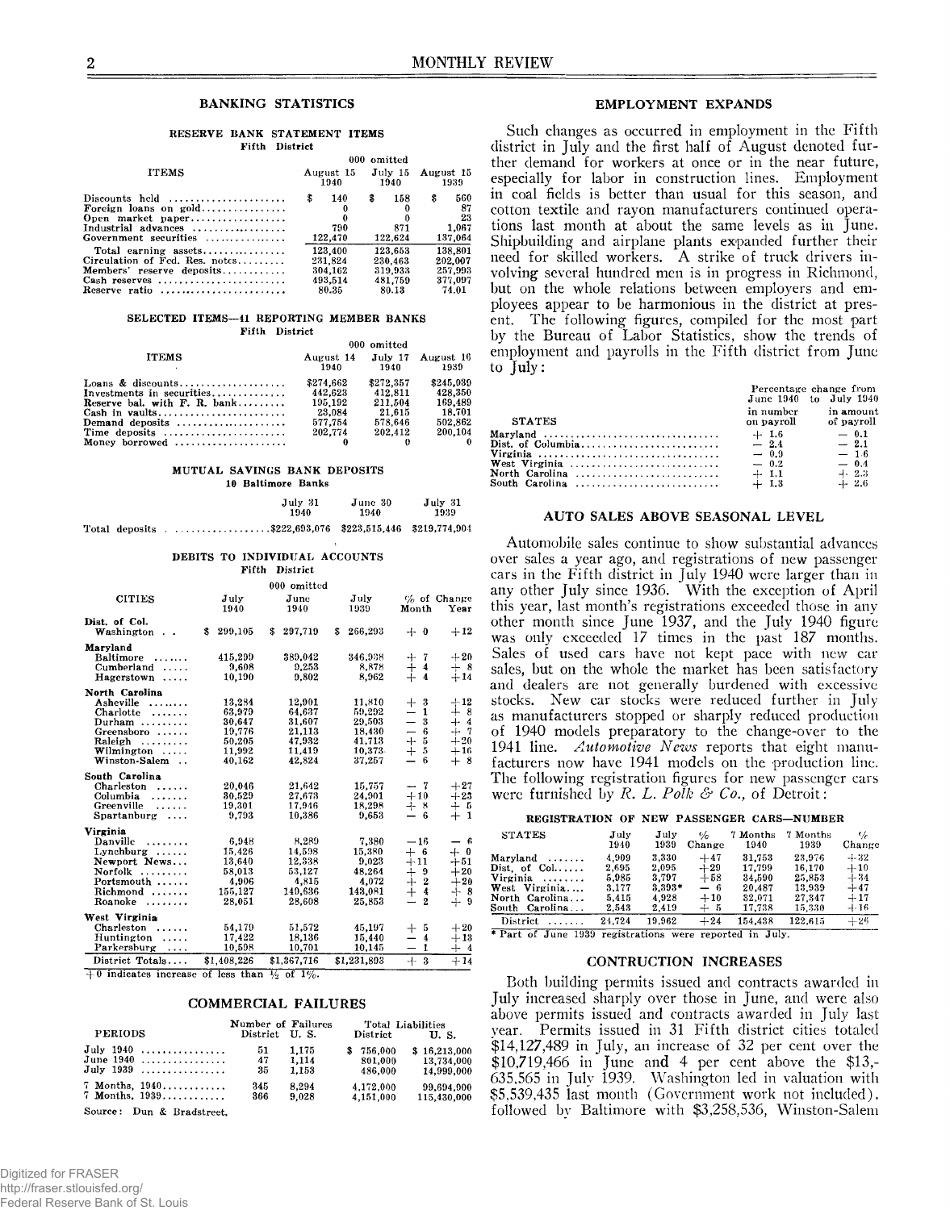## BANKING STATISTICS

### RESERVE BANK STATEMENT ITEMS
Fifth District

| ITEMS | August 15 1940 | July 15 1940 | August 15 1939 |
|---|---|---|---|
| | 000 omitted | | |
| Discounts held | $ 140 | $ 158 | $ 560 |
| Foreign loans on gold | 0 | 0 | 87 |
| Open market paper | 0 | 0 | 23 |
| Industrial advances | 790 | 871 | 1,067 |
| Government securities | 122,470 | 122,624 | 137,064 |
| Total earning assets | 123,400 | 123,653 | 138,801 |
| Circulation of Fed. Res. notes | 231,824 | 230,463 | 202,007 |
| Members' reserve deposits | 304,162 | 319,933 | 257,993 |
| Cash reserves | 493,514 | 481,750 | 377,097 |
| Reserve ratio | 80.35 | 80.13 | 74.01 |

### SELECTED ITEMS—41 REPORTING MEMBER BANKS
Fifth District

| ITEMS | August 14 1940 | July 17 1940 | August 16 1939 |
|---|---|---|---|
| | 000 omitted | | |
| Loans & discounts | $274,662 | $272,357 | $245,039 |
| Investments in securities | 442,623 | 412,811 | 428,350 |
| Reserve bal. with F. R. bank | 195,192 | 211,504 | 169,489 |
| Cash in vaults | 23,084 | 21,615 | 18,701 |
| Demand deposits | 577,754 | 578,646 | 502,862 |
| Time deposits | 202,774 | 202,412 | 200,104 |
| Money borrowed | 0 | 0 | 0 |

### MUTUAL SAVINGS BANK DEPOSITS
10 Baltimore Banks

| | July 31 1940 | June 30 1940 | July 31 1939 |
|---|---|---|---|
| Total deposits | $222,693,076 | $223,515,446 | $219,774,904 |

### DEBITS TO INDIVIDUAL ACCOUNTS
Fifth District

| CITIES | July 1940 | June 1940 | July 1939 | % of Change Month | % of Change Year |
|---|---|---|---|---|---|
| | 000 omitted | | | | |
| **Dist. of Col.** | | | | | |
| Washington | $ 299,105 | $ 297,710 | $ 266,293 | + 0 | +12 |
| **Maryland** | | | | | |
| Baltimore | 415,299 | 389,042 | 346,938 | + 7 | +20 |
| Cumberland | 9,608 | 9,253 | 8,878 | + 4 | + 8 |
| Hagerstown | 10,190 | 9,802 | 8,962 | + 4 | +14 |
| **North Carolina** | | | | | |
| Asheville | 13,284 | 12,901 | 11,810 | + 3 | +12 |
| Charlotte | 63,979 | 64,637 | 59,292 | − 1 | + 8 |
| Durham | 30,647 | 31,607 | 29,503 | − 3 | + 4 |
| Greensboro | 19,776 | 21,113 | 18,430 | − 6 | + 7 |
| Raleigh | 50,205 | 47,932 | 41,713 | + 5 | +20 |
| Wilmington | 11,992 | 11,419 | 10,373 | + 5 | +16 |
| Winston-Salem | 40,162 | 42,824 | 37,257 | − 6 | + 8 |
| **South Carolina** | | | | | |
| Charleston | 20,046 | 21,642 | 15,757 | − 7 | +27 |
| Columbia | 30,529 | 27,673 | 24,901 | +10 | +23 |
| Greenville | 19,301 | 17,946 | 18,298 | + 8 | + 5 |
| Spartanburg | 9,793 | 10,386 | 9,653 | − 6 | + 1 |
| **Virginia** | | | | | |
| Danville | 6,948 | 8,289 | 7,380 | −16 | − 6 |
| Lynchburg | 15,426 | 14,598 | 15,380 | + 6 | + 0 |
| Newport News | 13,640 | 12,338 | 9,023 | +11 | +51 |
| Norfolk | 58,013 | 53,127 | 48,264 | + 9 | +20 |
| Portsmouth | 4,906 | 4,815 | 4,072 | + 2 | +20 |
| Richmond | 155,127 | 149,636 | 143,081 | + 4 | + 8 |
| Roanoke | 28,051 | 28,608 | 25,853 | − 2 | + 9 |
| **West Virginia** | | | | | |
| Charleston | 54,179 | 51,572 | 45,197 | + 5 | +20 |
| Huntington | 17,422 | 18,136 | 15,440 | − 4 | +13 |
| Parkersburg | 10,598 | 10,701 | 10,145 | − 1 | + 4 |
| District Totals | $1,408,226 | $1,367,716 | $1,231,893 | + 3 | +14 |

+0 indicates increase of less than ½ of 1%.

## COMMERCIAL FAILURES

| PERIODS | Number of Failures District | Number of Failures U. S. | Total Liabilities District | Total Liabilities U. S. |
|---|---|---|---|---|
| July 1940 | 51 | 1,175 | $ 756,000 | $ 16,213,000 |
| June 1940 | 47 | 1,114 | 801,000 | 13,734,000 |
| July 1939 | 35 | 1,153 | 486,000 | 14,999,000 |
| 7 Months, 1940 | 345 | 8,294 | 4,172,000 | 99,694,000 |
| 7 Months, 1939 | 366 | 9,028 | 4,151,000 | 115,430,000 |

Source: Dun & Bradstreet.

## EMPLOYMENT EXPANDS

Such changes as occurred in employment in the Fifth district in July and the first half of August denoted further demand for workers at once or in the near future, especially for labor in construction lines. Employment in coal fields is better than usual for this season, and cotton textile and rayon manufacturers continued operations last month at about the same levels as in June. Shipbuilding and airplane plants expanded further their need for skilled workers. A strike of truck drivers involving several hundred men is in progress in Richmond, but on the whole relations between employers and employees appear to be harmonious in the district at present. The following figures, compiled for the most part by the Bureau of Labor Statistics, show the trends of employment and payrolls in the Fifth district from June to July:

| STATES | Percentage change from June 1940 to July 1940 in number on payroll | in amount of payroll |
|---|---|---|
| Maryland | + 1.6 | − 0.1 |
| Dist. of Columbia | − 2.4 | − 2.1 |
| Virginia | − 0.9 | − 1.6 |
| West Virginia | − 0.2 | − 0.4 |
| North Carolina | + 1.1 | + 2.3 |
| South Carolina | + 1.3 | + 2.6 |

## AUTO SALES ABOVE SEASONAL LEVEL

Automobile sales continue to show substantial advances over sales a year ago, and registrations of new passenger cars in the Fifth district in July 1940 were larger than in any other July since 1936. With the exception of April this year, last month's registrations exceeded those in any other month since June 1937, and the July 1940 figure was only exceeded 17 times in the past 187 months. Sales of used cars have not kept pace with new car sales, but on the whole the market has been satisfactory and dealers are not generally burdened with excessive stocks. New car stocks were reduced further in July as manufacturers stopped or sharply reduced production of 1940 models preparatory to the change-over to the 1941 line. *Automotive News* reports that eight manufacturers now have 1941 models on the production line. The following registration figures for new passenger cars were furnished by *R. L. Polk & Co.*, of Detroit:

### REGISTRATION OF NEW PASSENGER CARS—NUMBER

| STATES | July 1940 | July 1939 | % Change | 7 Months 1940 | 7 Months 1939 | % Change |
|---|---|---|---|---|---|---|
| Maryland | 4,909 | 3,330 | +47 | 31,753 | 23,976 | +32 |
| Dist. of Col. | 2,695 | 2,095 | +29 | 17,799 | 16,170 | +10 |
| Virginia | 5,985 | 3,797 | +58 | 34,590 | 25,853 | +34 |
| West Virginia | 3,177 | 3,393* | − 6 | 20,487 | 13,939 | +47 |
| North Carolina | 5,415 | 4,928 | +10 | 32,071 | 27,347 | +17 |
| South Carolina | 2,543 | 2,419 | + 5 | 17,738 | 15,330 | +16 |
| District | 24,724 | 19,962 | +24 | 154,438 | 122,615 | +26 |

\* Part of June 1939 registrations were reported in July.

## CONTRUCTION INCREASES

Both building permits issued and contracts awarded in July increased sharply over those in June, and were also above permits issued and contracts awarded in July last year. Permits issued in 31 Fifth district cities totaled $14,127,489 in July, an increase of 32 per cent over the $10,719,466 in June and 4 per cent above the $13,635,565 in July 1939. Washington led in valuation with $5,539,435 last month (Government work not included), followed by Baltimore with $3,258,536, Winston-Salem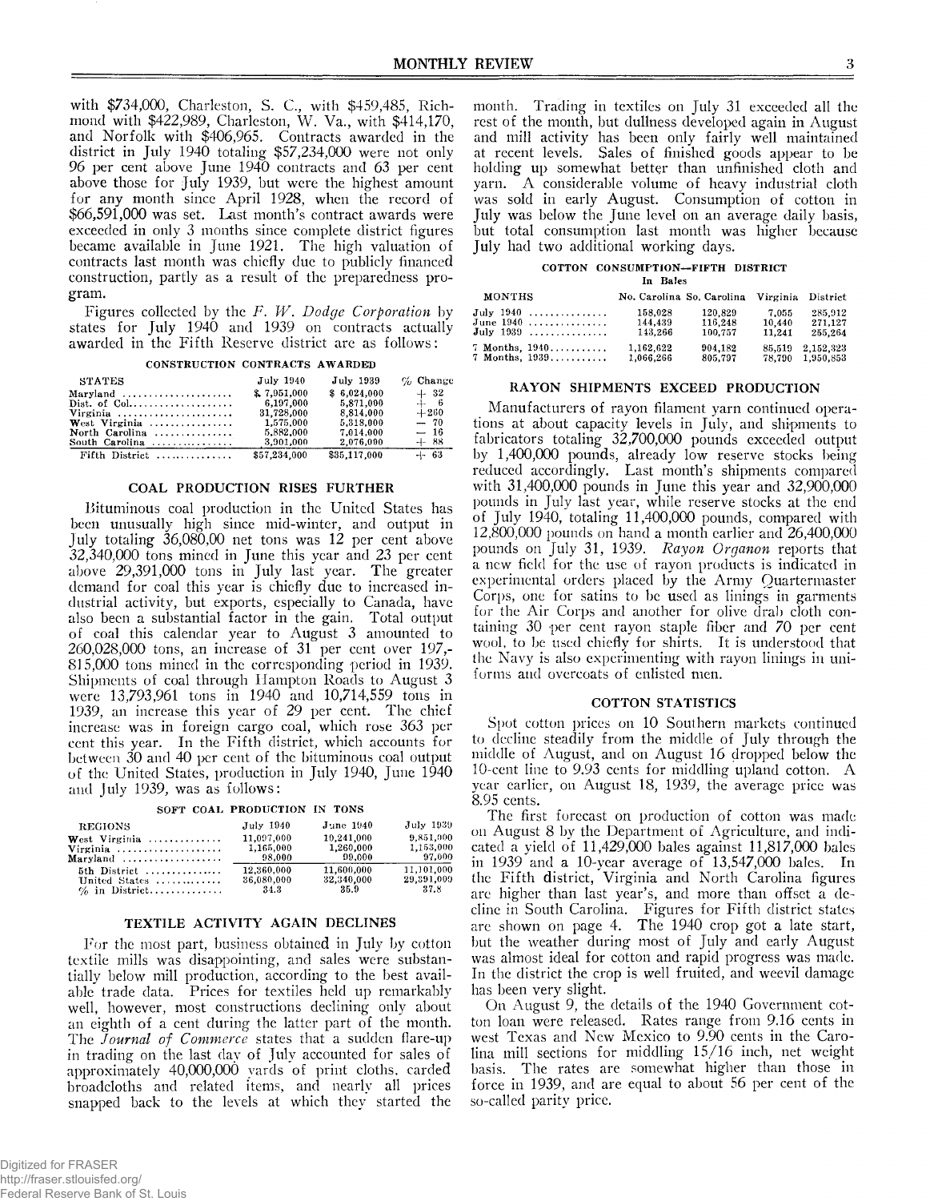with $734,000, Charleston, S. C., with $459,485, Richmond with $422,989, Charleston, W. Va., with $414,170, and Norfolk with $406,965. Contracts awarded in the district in July 1940 totaling $57,234,000 were not only 96 per cent above June 1940 contracts and 63 per cent above those for July 1939, but were the highest amount for any month since April 1928, when the record of $66,591,000 was set. Last month's contract awards were exceeded in only 3 months since complete district figures became available in June 1921. The high valuation of contracts last month was chiefly due to publicly financed construction, partly as a result of the preparedness program.

Figures collected by the *F. W. Dodge Corporation* by states for July 1940 and 1939 on contracts actually awarded in the Fifth Reserve district are as follows:

CONSTRUCTION CONTRACTS AWARDED

| STATES | July 1940 | July 1939 | % Change |
|---|---|---|---|
| Maryland | $ 7,951,000 | $ 6,024,000 | + 32 |
| Dist. of Col. | 6,197,000 | 5,871,000 | + 6 |
| Virginia | 31,728,000 | 8,814,000 | +260 |
| West Virginia | 1,575,000 | 5,318,000 | — 70 |
| North Carolina | 5,882,000 | 7,014,000 | — 16 |
| South Carolina | 3,901,000 | 2,076,000 | + 88 |
| Fifth District | $57,234,000 | $35,117,000 | + 63 |

## COAL PRODUCTION RISES FURTHER

Bituminous coal production in the United States has been unusually high since mid-winter, and output in July totaling 36,080,00 net tons was 12 per cent above 32,340,000 tons mined in June this year and 23 per cent above 29,391,000 tons in July last year. The greater demand for coal this year is chiefly due to increased industrial activity, but exports, especially to Canada, have also been a substantial factor in the gain. Total output of coal this calendar year to August 3 amounted to 260,028,000 tons, an increase of 31 per cent over 197,815,000 tons mined in the corresponding period in 1939. Shipments of coal through Hampton Roads to August 3 were 13,793,961 tons in 1940 and 10,714,559 tons in 1939, an increase this year of 29 per cent. The chief increase was in foreign cargo coal, which rose 363 per cent this year. In the Fifth district, which accounts for between 30 and 40 per cent of the bituminous coal output of the United States, production in July 1940, June 1940 and July 1939, was as follows:

SOFT COAL PRODUCTION IN TONS

| REGIONS | July 1940 | June 1940 | July 1939 |
|---|---|---|---|
| West Virginia | 11,097,000 | 10,241,000 | 9,851,000 |
| Virginia | 1,165,000 | 1,260,000 | 1,153,000 |
| Maryland | 98,000 | 99,000 | 97,000 |
| 5th District | 12,360,000 | 11,600,000 | 11,101,000 |
| United States | 36,080,000 | 32,340,000 | 29,391,000 |
| % in District | 34.3 | 35.9 | 37.8 |

## TEXTILE ACTIVITY AGAIN DECLINES

For the most part, business obtained in July by cotton textile mills was disappointing, and sales were substantially below mill production, according to the best available trade data. Prices for textiles held up remarkably well, however, most constructions declining only about an eighth of a cent during the latter part of the month. The *Journal of Commerce* states that a sudden flare-up in trading on the last day of July accounted for sales of approximately 40,000,000 yards of print cloths, carded broadcloths and related items, and nearly all prices snapped back to the levels at which they started the month. Trading in textiles on July 31 exceeded all the rest of the month, but dullness developed again in August and mill activity has been only fairly well maintained at recent levels. Sales of finished goods appear to be holding up somewhat better than unfinished cloth and yarn. A considerable volume of heavy industrial cloth was sold in early August. Consumption of cotton in July was below the June level on an average daily basis, but total consumption last month was higher because July had two additional working days.

COTTON CONSUMPTION—FIFTH DISTRICT

In Bales

| MONTHS | No. Carolina | So. Carolina | Virginia | District |
|---|---|---|---|---|
| July 1940 | 158,028 | 120,829 | 7,055 | 285,912 |
| June 1940 | 144,439 | 116,248 | 10,440 | 271,127 |
| July 1939 | 143,266 | 100,757 | 11,241 | 255,264 |
| 7 Months, 1940 | 1,162,622 | 904,182 | 85,519 | 2,152,323 |
| 7 Months, 1939 | 1,066,266 | 805,797 | 78,790 | 1,950,853 |

## RAYON SHIPMENTS EXCEED PRODUCTION

Manufacturers of rayon filament yarn continued operations at about capacity levels in July, and shipments to fabricators totaling 32,700,000 pounds exceeded output by 1,400,000 pounds, already low reserve stocks being reduced accordingly. Last month's shipments compared with 31,400,000 pounds in June this year and 32,900,000 pounds in July last year, while reserve stocks at the end of July 1940, totaling 11,400,000 pounds, compared with 12,800,000 pounds on hand a month earlier and 26,400,000 pounds on July 31, 1939. *Rayon Organon* reports that a new field for the use of rayon products is indicated in experimental orders placed by the Army Quartermaster Corps, one for satins to be used as linings in garments for the Air Corps and another for olive drab cloth containing 30 per cent rayon staple fiber and 70 per cent wool, to be used chiefly for shirts. It is understood that the Navy is also experimenting with rayon linings in uniforms and overcoats of enlisted men.

## COTTON STATISTICS

Spot cotton prices on 10 Southern markets continued to decline steadily from the middle of July through the middle of August, and on August 16 dropped below the 10-cent line to 9.93 cents for middling upland cotton. A year earlier, on August 18, 1939, the average price was 8.95 cents.

The first forecast on production of cotton was made on August 8 by the Department of Agriculture, and indicated a yield of 11,429,000 bales against 11,817,000 bales in 1939 and a 10-year average of 13,547,000 bales. In the Fifth district, Virginia and North Carolina figures are higher than last year's, and more than offset a decline in South Carolina. Figures for Fifth district states are shown on page 4. The 1940 crop got a late start, but the weather during most of July and early August was almost ideal for cotton and rapid progress was made. In the district the crop is well fruited, and weevil damage has been very slight.

On August 9, the details of the 1940 Government cotton loan were released. Rates range from 9.16 cents in west Texas and New Mexico to 9.90 cents in the Carolina mill sections for middling 15/16 inch, net weight basis. The rates are somewhat higher than those in force in 1939, and are equal to about 56 per cent of the so-called parity price.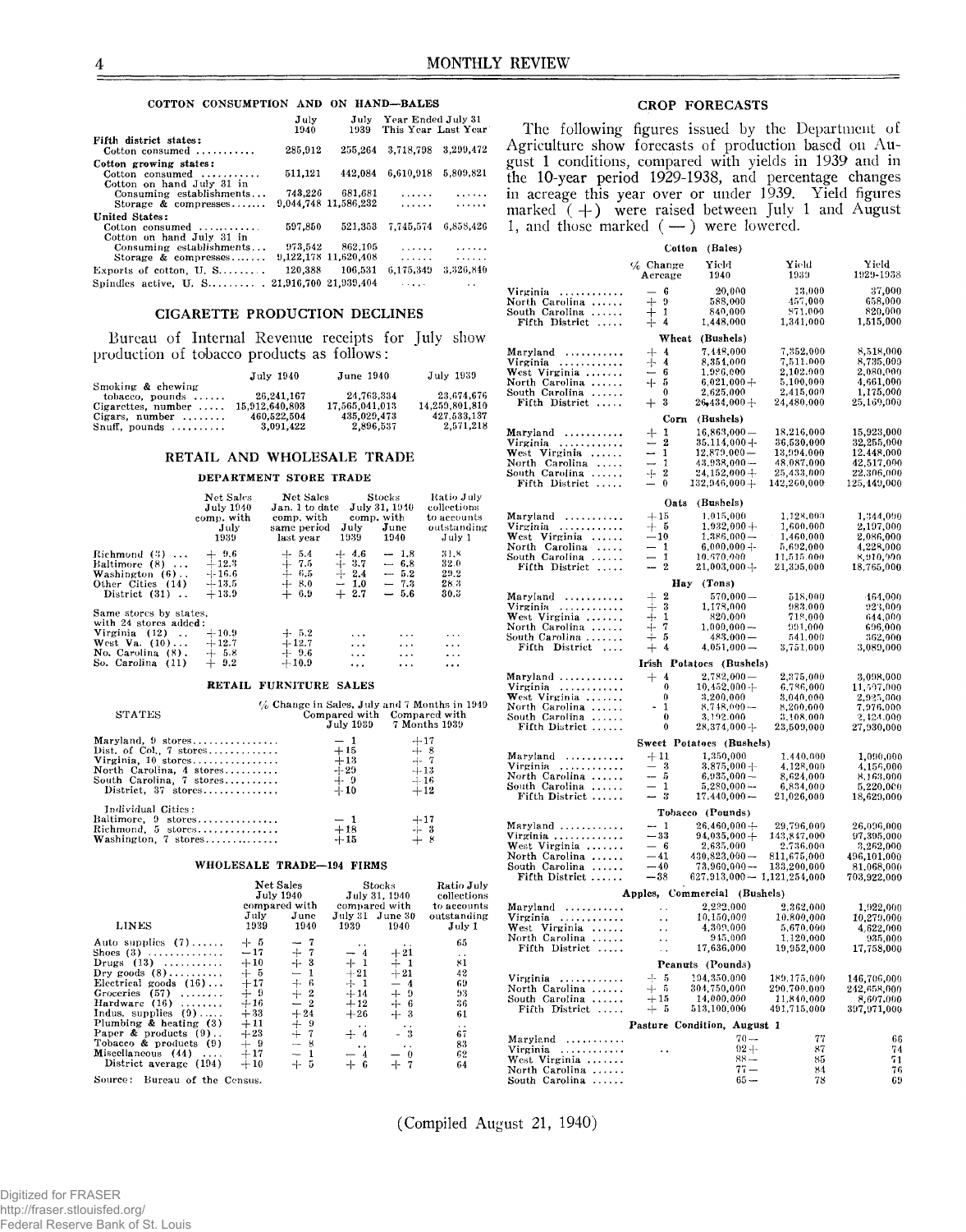#### COTTON CONSUMPTION AND ON HAND—BALES

| | July 1940 | July 1939 | Year Ended July 31 This Year | Last Year |
|---|---|---|---|---|
| **Fifth district states:** | | | | |
| Cotton consumed | 285,912 | 255,264 | 3,718,798 | 3,299,472 |
| **Cotton growing states:** | | | | |
| Cotton consumed | 511,121 | 442,084 | 6,610,018 | 5,809,821 |
| Cotton on hand July 31 in | | | | |
| Consuming establishments | 743,226 | 681,681 | ...... | ...... |
| Storage & compresses | 9,044,748 | 11,586,232 | ...... | ...... |
| **United States:** | | | | |
| Cotton consumed | 597,850 | 521,353 | 7,745,574 | 6,858,426 |
| Cotton on hand July 31 in | | | | |
| Consuming establishments | 973,542 | 862,105 | ...... | ...... |
| Storage & compresses | 9,122,178 | 11,620,408 | ...... | ...... |
| Exports of cotton, U. S. | 120,388 | 106,531 | 6,175,349 | 3,326,840 |
| Spindles active, U. S. | 21,916,700 | 21,939,404 | ..... | .. |

## CIGARETTE PRODUCTION DECLINES

Bureau of Internal Revenue receipts for July show production of tobacco products as follows:

| | July 1940 | June 1940 | July 1939 |
|---|---|---|---|
| Smoking & chewing tobacco, pounds | 26,241,167 | 24,763,334 | 23,674,676 |
| Cigarettes, number | 15,912,640,803 | 17,565,041,013 | 14,259,801,810 |
| Cigars, number | 460,522,504 | 435,029,473 | 427,533,137 |
| Snuff, pounds | 3,091,422 | 2,896,537 | 2,571,218 |

## RETAIL AND WHOLESALE TRADE

#### DEPARTMENT STORE TRADE

| | Net Sales July 1940 comp. with July 1939 | Net Sales Jan. 1 to date comp. with same period last year | Stocks July 31, 1940 comp. with July 1939 | June 1940 | Ratio July collections to accounts outstanding July 1 |
|---|---|---|---|---|---|
| Richmond (3) | + 9.6 | + 5.4 | + 4.6 | — 1.8 | 31.8 |
| Baltimore (8) | +12.3 | + 7.5 | + 3.7 | — 6.8 | 32.0 |
| Washington (6) | +16.6 | + 6.5 | + 2.4 | — 5.2 | 29.2 |
| Other Cities (14) | +13.5 | + 8.0 | — 1.0 | — 7.3 | 28.3 |
| District (31) | +13.9 | + 6.9 | + 2.7 | — 5.6 | 30.3 |
| Same stores by states, with 24 stores added: | | | | | |
| Virginia (12) | +10.9 | + 5.2 | ... | ... | ... |
| West Va. (10) | +12.7 | +12.7 | ... | ... | ... |
| No. Carolina (8) | + 5.8 | + 9.6 | ... | ... | ... |
| So. Carolina (11) | + 9.2 | +10.9 | ... | ... | ... |

#### RETAIL FURNITURE SALES

| STATES | % Change in Sales, July and 7 Months in 1940 Compared with July 1939 | Compared with 7 Months 1939 |
|---|---|---|
| Maryland, 9 stores | — 1 | +17 |
| Dist. of Col., 7 stores | +15 | + 8 |
| Virginia, 10 stores | +13 | + 7 |
| North Carolina, 4 stores | +29 | +13 |
| South Carolina, 7 stores | + 9 | +16 |
| District, 37 stores | +10 | +12 |
| Individual Cities: | | |
| Baltimore, 9 stores | — 1 | +17 |
| Richmond, 5 stores | +18 | + 3 |
| Washington, 7 stores | +15 | + 8 |

#### WHOLESALE TRADE—194 FIRMS

| LINES | Net Sales July 1940 compared with July 1939 | June 1940 | Stocks July 31, 1940 compared with July 31 1939 | June 30 1940 | Ratio July collections to accounts outstanding July 1 |
|---|---|---|---|---|---|
| Auto supplies (7) | + 5 | — 7 | .. | .. | 65 |
| Shoes (3) | —17 | + 7 | — 4 | +21 | .. |
| Drugs (13) | +10 | + 3 | + 1 | + 1 | 81 |
| Dry goods (8) | + 5 | — 1 | +21 | +21 | 42 |
| Electrical goods (16) | +17 | + 6 | + 1 | — 4 | 69 |
| Groceries (57) | + 9 | + 2 | +14 | + 9 | 93 |
| Hardware (16) | +16 | — 2 | +12 | + 6 | 36 |
| Indus. supplies (9) | +33 | +24 | +26 | + 3 | 61 |
| Plumbing & heating (3) | +11 | + 9 | .. | .. | .. |
| Paper & products (9) | +23 | + 7 | + 4 | — 3 | 67 |
| Tobacco & products (9) | + 9 | — 8 | .. | .. | 83 |
| Miscellaneous (44) | +17 | — 1 | — 4 | — 0 | 62 |
| District average (194) | +10 | + 5 | + 6 | + 7 | 64 |

Source: Bureau of the Census.

## CROP FORECASTS

The following figures issued by the Department of Agriculture show forecasts of production based on August 1 conditions, compared with yields in 1939 and in the 10-year period 1929-1938, and percentage changes in acreage this year over or under 1939. Yield figures marked (+) were raised between July 1 and August 1, and those marked (—) were lowered.

| | % Change Acreage | Yield 1940 | Yield 1939 | Yield 1929-1938 |
|---|---|---|---|---|
| **Cotton (Bales)** | | | | |
| Virginia | — 6 | 20,000 | 13,000 | 37,000 |
| North Carolina | + 9 | 588,000 | 457,000 | 658,000 |
| South Carolina | + 1 | 840,000 | 871,000 | 820,000 |
| Fifth District | + 4 | 1,448,000 | 1,341,000 | 1,515,000 |
| **Wheat (Bushels)** | | | | |
| Maryland | + 4 | 7,448,000 | 7,352,000 | 8,518,000 |
| Virginia | + 4 | 8,354,000 | 7,511,000 | 8,735,000 |
| West Virginia | — 6 | 1,986,000 | 2,102,000 | 2,080,000 |
| North Carolina | + 5 | 6,021,000+ | 5,100,000 | 4,661,000 |
| South Carolina | 0 | 2,625,000 | 2,415,000 | 1,175,000 |
| Fifth District | + 3 | 26,434,000+ | 24,480,000 | 25,169,000 |
| **Corn (Bushels)** | | | | |
| Maryland | + 1 | 16,863,000— | 18,216,000 | 15,923,000 |
| Virginia | — 2 | 35,114,000+ | 36,530,000 | 32,255,000 |
| West Virginia | — 1 | 12,879,000— | 13,994,000 | 12,448,000 |
| North Carolina | — 1 | 43,938,000— | 48,087,000 | 42,517,000 |
| South Carolina | + 2 | 24,152,000+ | 25,433,000 | 22,306,000 |
| Fifth District | — 0 | 132,946,000+ | 142,260,000 | 125,449,000 |
| **Oats (Bushels)** | | | | |
| Maryland | +15 | 1,015,000 | 1,124,000 | 1,344,000 |
| Virginia | + 5 | 1,932,000+ | 1,600,000 | 2,197,000 |
| West Virginia | —10 | 1,386,000— | 1,460,000 | 2,086,000 |
| North Carolina | — 1 | 6,000,000+ | 5,692,000 | 4,228,000 |
| South Carolina | — 1 | 10,670,000 | 11,515,000 | 8,910,000 |
| Fifth District | — 2 | 21,003,000+ | 21,395,000 | 18,765,000 |
| **Hay (Tons)** | | | | |
| Maryland | + 2 | 570,000— | 518,000 | 464,000 |
| Virginia | + 3 | 1,178,000 | 983,000 | 923,000 |
| West Virginia | + 1 | 820,000 | 718,000 | 644,000 |
| North Carolina | + 7 | 1,000,000— | 991,000 | 696,000 |
| South Carolina | + 5 | 483,000— | 541,000 | 362,000 |
| Fifth District | + 4 | 4,051,000— | 3,751,000 | 3,089,000 |
| **Irish Potatoes (Bushels)** | | | | |
| Maryland | + 4 | 2,782,000— | 2,375,000 | 3,098,000 |
| Virginia | 0 | 10,452,000+ | 6,786,000 | 11,597,000 |
| West Virginia | 0 | 3,200,000 | 3,040,000 | 2,925,000 |
| North Carolina | - 1 | 8,748,000— | 8,200,000 | 7,976,000 |
| South Carolina | 0 | 3,192,000 | 3,108,000 | 2,424,000 |
| Fifth District | 0 | 28,374,000+ | 23,509,000 | 27,930,000 |
| **Sweet Potatoes (Bushels)** | | | | |
| Maryland | +11 | 1,350,000 | 1,440,000 | 1,090,000 |
| Virginia | — 3 | 3,875,000+ | 4,128,000 | 4,156,000 |
| North Carolina | — 5 | 6,935,000— | 8,624,000 | 8,163,000 |
| South Carolina | — 1 | 5,280,000— | 6,834,000 | 5,220,000 |
| Fifth District | — 3 | 17,440,000— | 21,026,000 | 18,629,000 |
| **Tobacco (Pounds)** | | | | |
| Maryland | — 1 | 26,460,000+ | 29,796,000 | 26,096,000 |
| Virginia | —33 | 94,035,000+ | 143,847,000 | 97,395,000 |
| West Virginia | — 6 | 2,635,000 | 2,736,000 | 3,262,000 |
| North Carolina | —41 | 430,823,000— | 811,675,000 | 496,101,000 |
| South Carolina | —40 | 73,960,000— | 133,200,000 | 81,068,000 |
| Fifth District | —38 | 627,913,000— | 1,121,254,000 | 703,922,000 |
| **Apples, Commercial (Bushels)** | | | | |
| Maryland | .. | 2,232,000 | 2,362,000 | 1,922,000 |
| Virginia | .. | 10,150,000 | 10,800,000 | 10,279,000 |
| West Virginia | .. | 4,309,000 | 5,670,000 | 4,622,000 |
| North Carolina | .. | 945,000 | 1,120,000 | 935,000 |
| Fifth District | .. | 17,636,000 | 19,952,000 | 17,758,000 |
| **Peanuts (Pounds)** | | | | |
| Virginia | + 5 | 194,350,000 | 189,175,000 | 146,706,000 |
| North Carolina | + 5 | 304,750,000 | 290,700,000 | 242,658,000 |
| South Carolina | +15 | 14,000,000 | 11,840,000 | 8,607,000 |
| Fifth District | + 5 | 513,100,000 | 491,715,000 | 397,971,000 |
| **Pasture Condition, August 1** | | | | |
| Maryland | | 70— | 77 | 66 |
| Virginia | .. | 92+ | 87 | 74 |
| West Virginia | | 88— | 85 | 71 |
| North Carolina | | 77— | 84 | 76 |
| South Carolina | | 65— | 78 | 69 |

(Compiled August 21, 1940)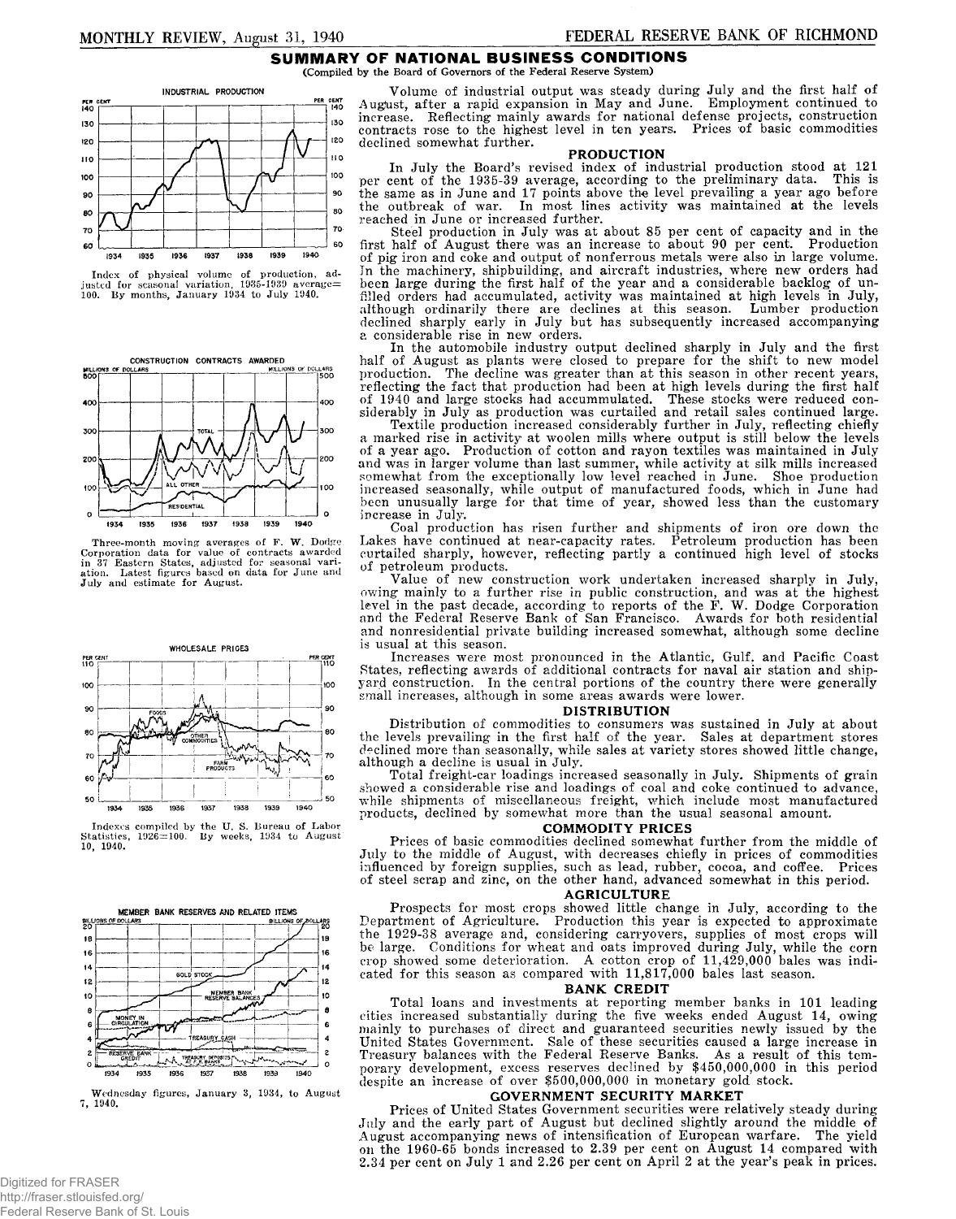## SUMMARY OF NATIONAL BUSINESS CONDITIONS

(Compiled by the Board of Governors of the Federal Reserve System)

INDUSTRIAL PRODUCTION

PER CENT 140 130 120 110 100 90 80 70 60
1934 1935 1936 1937 1938 1939 1940

Index of physical volume of production, adjusted for seasonal variation, 1935-1939 average=100. By months, January 1934 to July 1940.

CONSTRUCTION CONTRACTS AWARDED

MILLIONS OF DOLLARS 500 400 300 200 100 0
TOTAL
ALL OTHER
RESIDENTIAL
1934 1935 1936 1937 1938 1939 1940

Three-month moving averages of F. W. Dodge Corporation data for value of contracts awarded in 37 Eastern States, adjusted for seasonal variation. Latest figures based on data for June and July and estimate for August.

WHOLESALE PRICES

PER CENT 110 100 90 80 70 60 50
FOODS
OTHER COMMODITIES
FARM PRODUCTS
1934 1935 1936 1937 1938 1939 1940

Indexes compiled by the U. S. Bureau of Labor Statistics, 1926=100. By weeks, 1934 to August 10, 1940.

MEMBER BANK RESERVES AND RELATED ITEMS

BILLIONS OF DOLLARS 20 18 16 14 12 10 8 6 4 2 0
GOLD STOCK
MEMBER BANK RESERVE BALANCES
MONEY IN CIRCULATION
TREASURY CASH
RESERVE BANK CREDIT
TREASURY DEPOSITS AT F.R. BANKS
1934 1935 1936 1937 1938 1939 1940

Wednesday figures, January 3, 1934, to August 7, 1940.

Volume of industrial output was steady during July and the first half of August, after a rapid expansion in May and June. Employment continued to increase. Reflecting mainly awards for national defense projects, construction contracts rose to the highest level in ten years. Prices of basic commodities declined somewhat further.

### PRODUCTION

In July the Board's revised index of industrial production stood at 121 per cent of the 1935-39 average, according to the preliminary data. This is the same as in June and 17 points above the level prevailing a year ago before the outbreak of war. In most lines activity was maintained at the levels reached in June or increased further.

Steel production in July was at about 85 per cent of capacity and in the first half of August there was an increase to about 90 per cent. Production of pig iron and coke and output of nonferrous metals were also in large volume. In the machinery, shipbuilding, and aircraft industries, where new orders had been large during the first half of the year and a considerable backlog of unfilled orders had accumulated, activity was maintained at high levels in July, although ordinarily there are declines at this season. Lumber production declined sharply early in July but has subsequently increased accompanying a considerable rise in new orders.

In the automobile industry output declined sharply in July and the first half of August as plants were closed to prepare for the shift to new model production. The decline was greater than at this season in other recent years, reflecting the fact that production had been at high levels during the first half of 1940 and large stocks had accummulated. These stocks were reduced considerably in July as production was curtailed and retail sales continued large.

Textile production increased considerably further in July, reflecting chiefly a marked rise in activity at woolen mills where output is still below the levels of a year ago. Production of cotton and rayon textiles was maintained in July and was in larger volume than last summer, while activity at silk mills increased somewhat from the exceptionally low level reached in June. Shoe production increased seasonally, while output of manufactured foods, which in June had been unusually large for that time of year, showed less than the customary increase in July.

Coal production has risen further and shipments of iron ore down the Lakes have continued at near-capacity rates. Petroleum production has been curtailed sharply, however, reflecting partly a continued high level of stocks of petroleum products.

Value of new construction work undertaken increased sharply in July, owing mainly to a further rise in public construction, and was at the highest level in the past decade, according to reports of the F. W. Dodge Corporation and the Federal Reserve Bank of San Francisco. Awards for both residential and nonresidential private building increased somewhat, although some decline is usual at this season.

Increases were most pronounced in the Atlantic, Gulf, and Pacific Coast States, reflecting awards of additional contracts for naval air station and shipyard construction. In the central portions of the country there were generally small increases, although in some areas awards were lower.

### DISTRIBUTION

Distribution of commodities to consumers was sustained in July at about the levels prevailing in the first half of the year. Sales at department stores declined more than seasonally, while sales at variety stores showed little change, although a decline is usual in July.

Total freight-car loadings increased seasonally in July. Shipments of grain showed a considerable rise and loadings of coal and coke continued to advance, while shipments of miscellaneous freight, which include most manufactured products, declined by somewhat more than the usual seasonal amount.

### COMMODITY PRICES

Prices of basic commodities declined somewhat further from the middle of July to the middle of August, with decreases chiefly in prices of commodities influenced by foreign supplies, such as lead, rubber, cocoa, and coffee. Prices of steel scrap and zinc, on the other hand, advanced somewhat in this period.

### AGRICULTURE

Prospects for most crops showed little change in July, according to the Department of Agriculture. Production this year is expected to approximate the 1929-38 average and, considering carryovers, supplies of most crops will be large. Conditions for wheat and oats improved during July, while the corn crop showed some deterioration. A cotton crop of 11,429,000 bales was indicated for this season as compared with 11,817,000 bales last season.

### BANK CREDIT

Total loans and investments at reporting member banks in 101 leading cities increased substantially during the five weeks ended August 14, owing mainly to purchases of direct and guaranteed securities newly issued by the United States Government. Sale of these securities caused a large increase in Treasury balances with the Federal Reserve Banks. As a result of this temporary development, excess reserves declined by $450,000,000 in this period despite an increase of over $500,000,000 in monetary gold stock.

### GOVERNMENT SECURITY MARKET

Prices of United States Government securities were relatively steady during July and the early part of August but declined slightly around the middle of August accompanying news of intensification of European warfare. The yield on the 1960-65 bonds increased to 2.39 per cent on August 14 compared with 2.34 per cent on July 1 and 2.26 per cent on April 2 at the year's peak in prices.